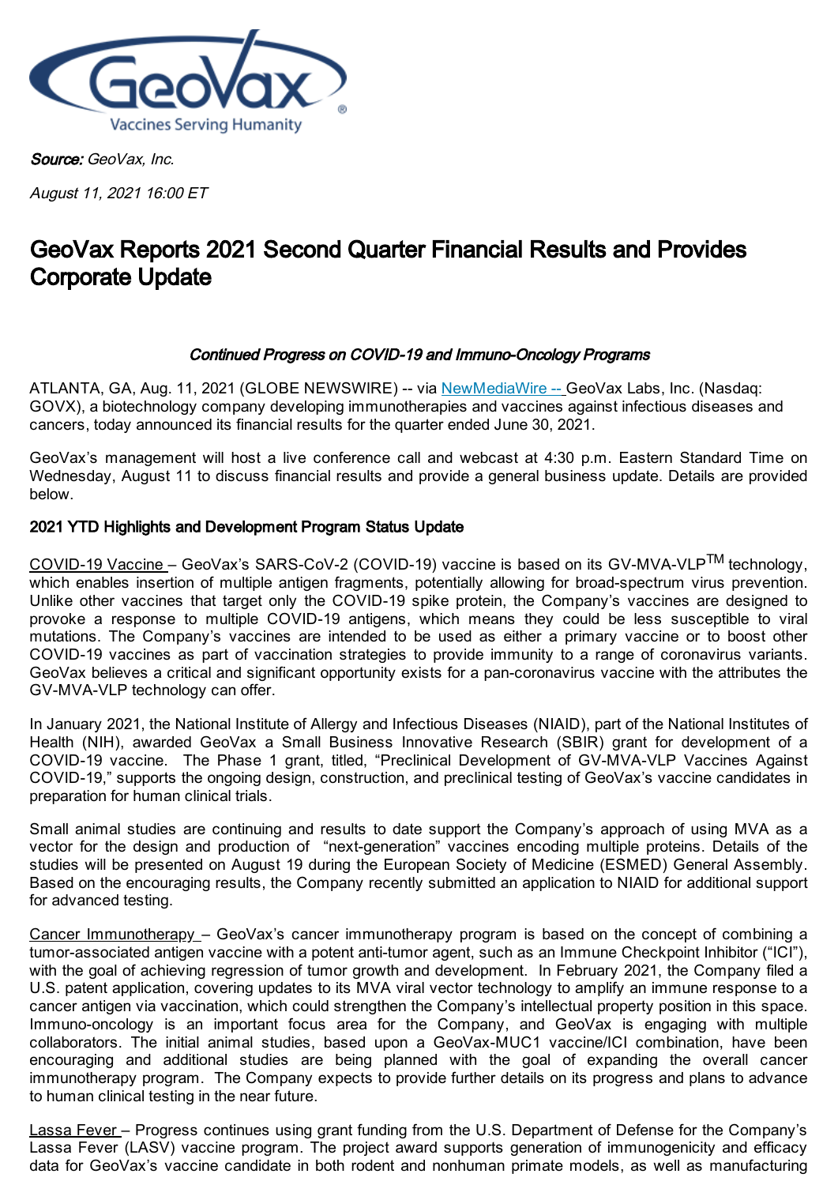**Source:** *GeoVax, Inc.*

*August 11, 2021 16:00 ET*

# GeoVax Reports 2021 Second Quarter Financial Results and Provides Corporate Update

***Continued Progress on COVID-19 and Immuno-Oncology Programs***

ATLANTA, GA, Aug. 11, 2021 (GLOBE NEWSWIRE) -- via NewMediaWire -- GeoVax Labs, Inc. (Nasdaq: GOVX), a biotechnology company developing immunotherapies and vaccines against infectious diseases and cancers, today announced its financial results for the quarter ended June 30, 2021.

GeoVax's management will host a live conference call and webcast at 4:30 p.m. Eastern Standard Time on Wednesday, August 11 to discuss financial results and provide a general business update. Details are provided below.

**2021 YTD Highlights and Development Program Status Update**

COVID-19 Vaccine – GeoVax's SARS-CoV-2 (COVID-19) vaccine is based on its GV-MVA-VLP™ technology, which enables insertion of multiple antigen fragments, potentially allowing for broad-spectrum virus prevention. Unlike other vaccines that target only the COVID-19 spike protein, the Company's vaccines are designed to provoke a response to multiple COVID-19 antigens, which means they could be less susceptible to viral mutations. The Company's vaccines are intended to be used as either a primary vaccine or to boost other COVID-19 vaccines as part of vaccination strategies to provide immunity to a range of coronavirus variants. GeoVax believes a critical and significant opportunity exists for a pan-coronavirus vaccine with the attributes the GV-MVA-VLP technology can offer.

In January 2021, the National Institute of Allergy and Infectious Diseases (NIAID), part of the National Institutes of Health (NIH), awarded GeoVax a Small Business Innovative Research (SBIR) grant for development of a COVID-19 vaccine. The Phase 1 grant, titled, "Preclinical Development of GV-MVA-VLP Vaccines Against COVID-19," supports the ongoing design, construction, and preclinical testing of GeoVax's vaccine candidates in preparation for human clinical trials.

Small animal studies are continuing and results to date support the Company's approach of using MVA as a vector for the design and production of "next-generation" vaccines encoding multiple proteins. Details of the studies will be presented on August 19 during the European Society of Medicine (ESMED) General Assembly. Based on the encouraging results, the Company recently submitted an application to NIAID for additional support for advanced testing.

Cancer Immunotherapy – GeoVax's cancer immunotherapy program is based on the concept of combining a tumor-associated antigen vaccine with a potent anti-tumor agent, such as an Immune Checkpoint Inhibitor ("ICI"), with the goal of achieving regression of tumor growth and development. In February 2021, the Company filed a U.S. patent application, covering updates to its MVA viral vector technology to amplify an immune response to a cancer antigen via vaccination, which could strengthen the Company's intellectual property position in this space. Immuno-oncology is an important focus area for the Company, and GeoVax is engaging with multiple collaborators. The initial animal studies, based upon a GeoVax-MUC1 vaccine/ICI combination, have been encouraging and additional studies are being planned with the goal of expanding the overall cancer immunotherapy program. The Company expects to provide further details on its progress and plans to advance to human clinical testing in the near future.

Lassa Fever – Progress continues using grant funding from the U.S. Department of Defense for the Company's Lassa Fever (LASV) vaccine program. The project award supports generation of immunogenicity and efficacy data for GeoVax's vaccine candidate in both rodent and nonhuman primate models, as well as manufacturing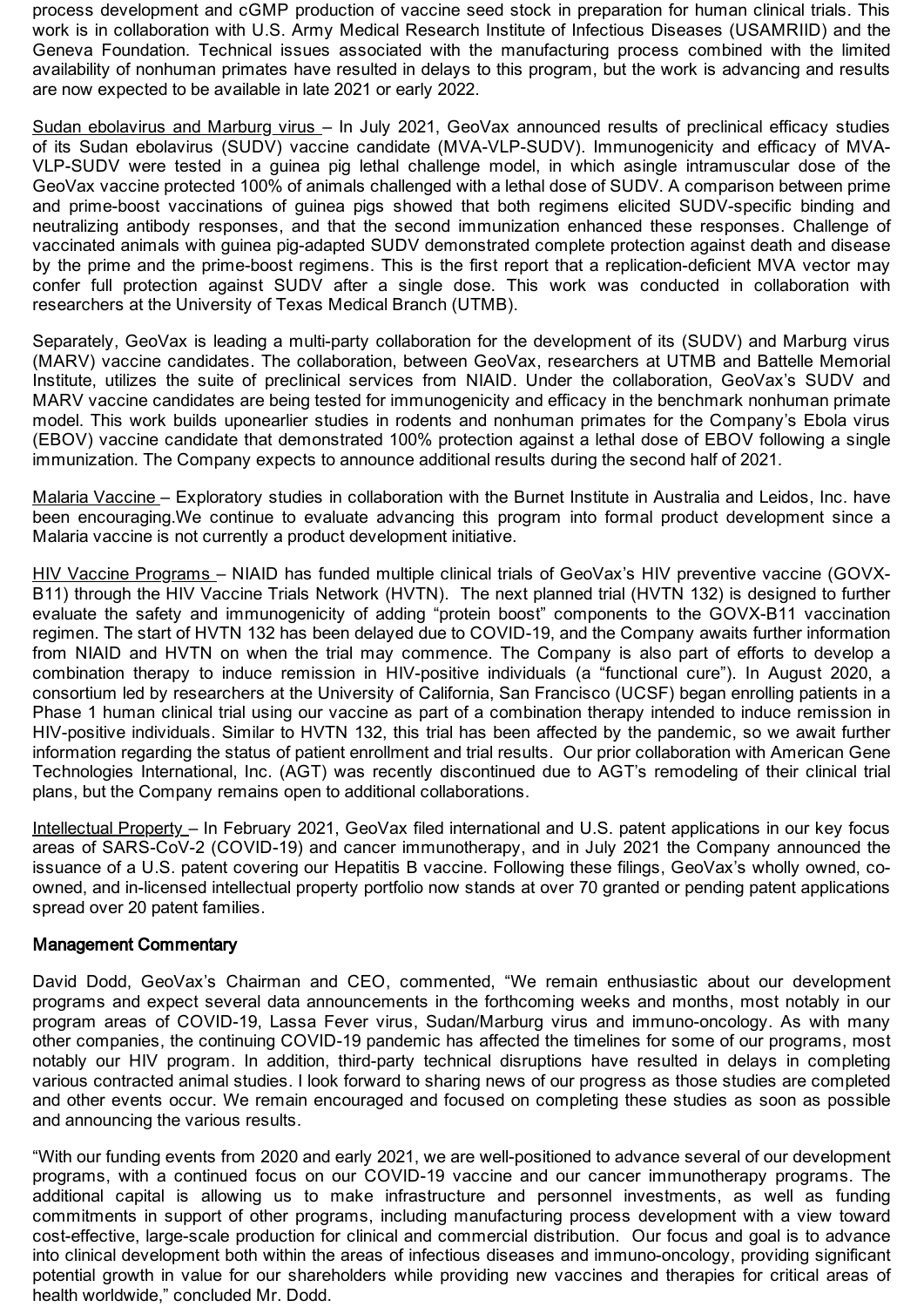process development and cGMP production of vaccine seed stock in preparation for human clinical trials. This work is in collaboration with U.S. Army Medical Research Institute of Infectious Diseases (USAMRIID) and the Geneva Foundation. Technical issues associated with the manufacturing process combined with the limited availability of nonhuman primates have resulted in delays to this program, but the work is advancing and results are now expected to be available in late 2021 or early 2022.

Sudan ebolavirus and Marburg virus – In July 2021, GeoVax announced results of preclinical efficacy studies of its Sudan ebolavirus (SUDV) vaccine candidate (MVA-VLP-SUDV). Immunogenicity and efficacy of MVA-VLP-SUDV were tested in a guinea pig lethal challenge model, in which asingle intramuscular dose of the GeoVax vaccine protected 100% of animals challenged with a lethal dose of SUDV. A comparison between prime and prime-boost vaccinations of guinea pigs showed that both regimens elicited SUDV-specific binding and neutralizing antibody responses, and that the second immunization enhanced these responses. Challenge of vaccinated animals with guinea pig-adapted SUDV demonstrated complete protection against death and disease by the prime and the prime-boost regimens. This is the first report that a replication-deficient MVA vector may confer full protection against SUDV after a single dose. This work was conducted in collaboration with researchers at the University of Texas Medical Branch (UTMB).

Separately, GeoVax is leading a multi-party collaboration for the development of its (SUDV) and Marburg virus (MARV) vaccine candidates. The collaboration, between GeoVax, researchers at UTMB and Battelle Memorial Institute, utilizes the suite of preclinical services from NIAID. Under the collaboration, GeoVax's SUDV and MARV vaccine candidates are being tested for immunogenicity and efficacy in the benchmark nonhuman primate model. This work builds uponearlier studies in rodents and nonhuman primates for the Company's Ebola virus (EBOV) vaccine candidate that demonstrated 100% protection against a lethal dose of EBOV following a single immunization. The Company expects to announce additional results during the second half of 2021.

Malaria Vaccine – Exploratory studies in collaboration with the Burnet Institute in Australia and Leidos, Inc. have been encouraging.We continue to evaluate advancing this program into formal product development since a Malaria vaccine is not currently a product development initiative.

HIV Vaccine Programs – NIAID has funded multiple clinical trials of GeoVax's HIV preventive vaccine (GOVX-B11) through the HIV Vaccine Trials Network (HVTN). The next planned trial (HVTN 132) is designed to further evaluate the safety and immunogenicity of adding "protein boost" components to the GOVX-B11 vaccination regimen. The start of HVTN 132 has been delayed due to COVID-19, and the Company awaits further information from NIAID and HVTN on when the trial may commence. The Company is also part of efforts to develop a combination therapy to induce remission in HIV-positive individuals (a "functional cure"). In August 2020, a consortium led by researchers at the University of California, San Francisco (UCSF) began enrolling patients in a Phase 1 human clinical trial using our vaccine as part of a combination therapy intended to induce remission in HIV-positive individuals. Similar to HVTN 132, this trial has been affected by the pandemic, so we await further information regarding the status of patient enrollment and trial results. Our prior collaboration with American Gene Technologies International, Inc. (AGT) was recently discontinued due to AGT's remodeling of their clinical trial plans, but the Company remains open to additional collaborations.

Intellectual Property – In February 2021, GeoVax filed international and U.S. patent applications in our key focus areas of SARS-CoV-2 (COVID-19) and cancer immunotherapy, and in July 2021 the Company announced the issuance of a U.S. patent covering our Hepatitis B vaccine. Following these filings, GeoVax's wholly owned, co-owned, and in-licensed intellectual property portfolio now stands at over 70 granted or pending patent applications spread over 20 patent families.

**Management Commentary**

David Dodd, GeoVax's Chairman and CEO, commented, "We remain enthusiastic about our development programs and expect several data announcements in the forthcoming weeks and months, most notably in our program areas of COVID-19, Lassa Fever virus, Sudan/Marburg virus and immuno-oncology. As with many other companies, the continuing COVID-19 pandemic has affected the timelines for some of our programs, most notably our HIV program. In addition, third-party technical disruptions have resulted in delays in completing various contracted animal studies. I look forward to sharing news of our progress as those studies are completed and other events occur. We remain encouraged and focused on completing these studies as soon as possible and announcing the various results.

"With our funding events from 2020 and early 2021, we are well-positioned to advance several of our development programs, with a continued focus on our COVID-19 vaccine and our cancer immunotherapy programs. The additional capital is allowing us to make infrastructure and personnel investments, as well as funding commitments in support of other programs, including manufacturing process development with a view toward cost-effective, large-scale production for clinical and commercial distribution. Our focus and goal is to advance into clinical development both within the areas of infectious diseases and immuno-oncology, providing significant potential growth in value for our shareholders while providing new vaccines and therapies for critical areas of health worldwide," concluded Mr. Dodd.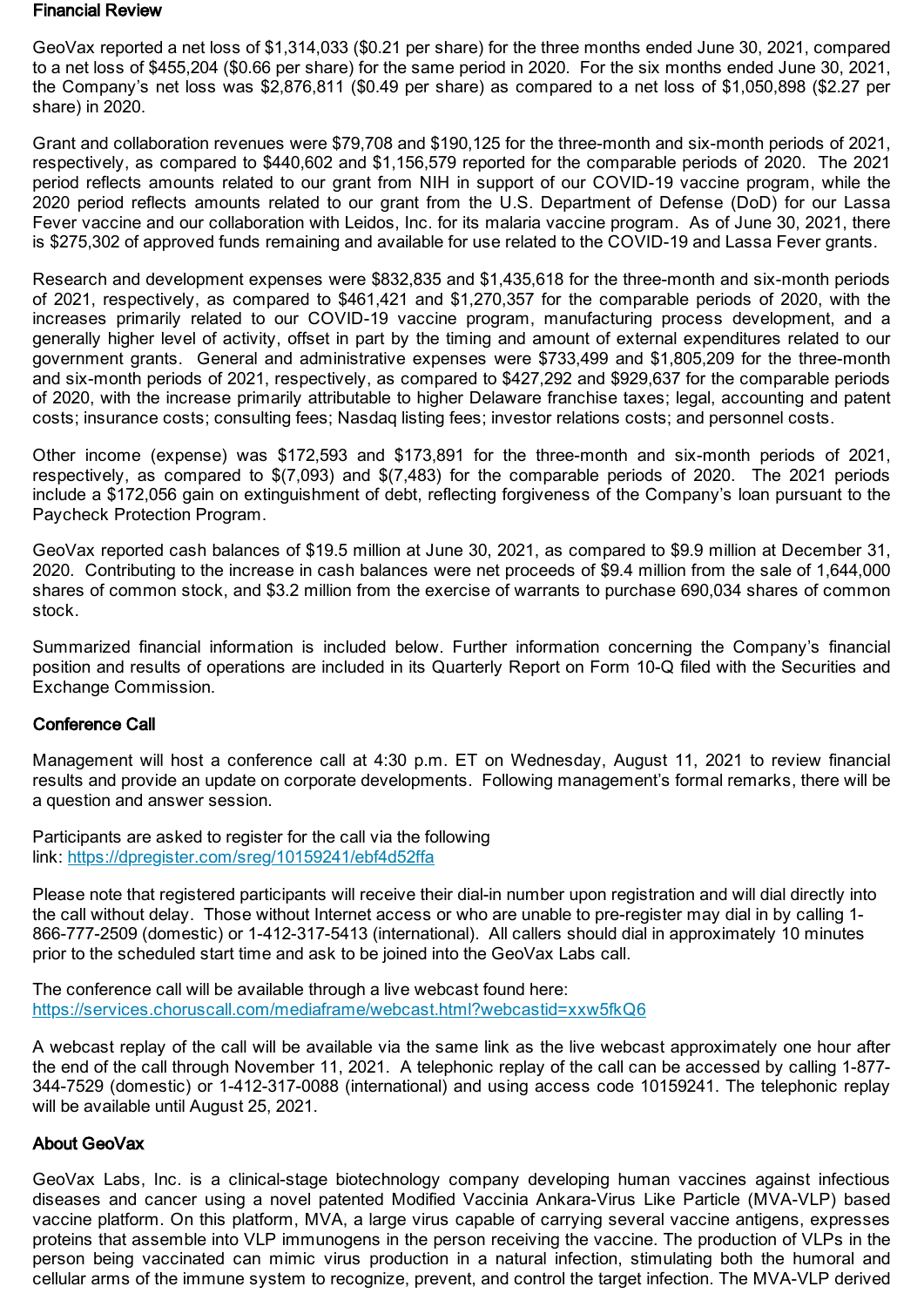### Financial Review

GeoVax reported a net loss of $1,314,033 ($0.21 per share) for the three months ended June 30, 2021, compared to a net loss of $455,204 ($0.66 per share) for the same period in 2020. For the six months ended June 30, 2021, the Company's net loss was $2,876,811 ($0.49 per share) as compared to a net loss of $1,050,898 ($2.27 per share) in 2020.

Grant and collaboration revenues were $79,708 and $190,125 for the three-month and six-month periods of 2021, respectively, as compared to $440,602 and $1,156,579 reported for the comparable periods of 2020. The 2021 period reflects amounts related to our grant from NIH in support of our COVID-19 vaccine program, while the 2020 period reflects amounts related to our grant from the U.S. Department of Defense (DoD) for our Lassa Fever vaccine and our collaboration with Leidos, Inc. for its malaria vaccine program. As of June 30, 2021, there is $275,302 of approved funds remaining and available for use related to the COVID-19 and Lassa Fever grants.

Research and development expenses were $832,835 and $1,435,618 for the three-month and six-month periods of 2021, respectively, as compared to $461,421 and $1,270,357 for the comparable periods of 2020, with the increases primarily related to our COVID-19 vaccine program, manufacturing process development, and a generally higher level of activity, offset in part by the timing and amount of external expenditures related to our government grants. General and administrative expenses were $733,499 and $1,805,209 for the three-month and six-month periods of 2021, respectively, as compared to $427,292 and $929,637 for the comparable periods of 2020, with the increase primarily attributable to higher Delaware franchise taxes; legal, accounting and patent costs; insurance costs; consulting fees; Nasdaq listing fees; investor relations costs; and personnel costs.

Other income (expense) was $172,593 and $173,891 for the three-month and six-month periods of 2021, respectively, as compared to $(7,093) and $(7,483) for the comparable periods of 2020. The 2021 periods include a $172,056 gain on extinguishment of debt, reflecting forgiveness of the Company's loan pursuant to the Paycheck Protection Program.

GeoVax reported cash balances of $19.5 million at June 30, 2021, as compared to $9.9 million at December 31, 2020. Contributing to the increase in cash balances were net proceeds of $9.4 million from the sale of 1,644,000 shares of common stock, and $3.2 million from the exercise of warrants to purchase 690,034 shares of common stock.

Summarized financial information is included below. Further information concerning the Company's financial position and results of operations are included in its Quarterly Report on Form 10-Q filed with the Securities and Exchange Commission.

### Conference Call

Management will host a conference call at 4:30 p.m. ET on Wednesday, August 11, 2021 to review financial results and provide an update on corporate developments. Following management's formal remarks, there will be a question and answer session.

Participants are asked to register for the call via the following link: https://dpregister.com/sreg/10159241/ebf4d52ffa

Please note that registered participants will receive their dial-in number upon registration and will dial directly into the call without delay. Those without Internet access or who are unable to pre-register may dial in by calling 1-866-777-2509 (domestic) or 1-412-317-5413 (international). All callers should dial in approximately 10 minutes prior to the scheduled start time and ask to be joined into the GeoVax Labs call.

The conference call will be available through a live webcast found here: https://services.choruscall.com/mediaframe/webcast.html?webcastid=xxw5fkQ6

A webcast replay of the call will be available via the same link as the live webcast approximately one hour after the end of the call through November 11, 2021. A telephonic replay of the call can be accessed by calling 1-877-344-7529 (domestic) or 1-412-317-0088 (international) and using access code 10159241. The telephonic replay will be available until August 25, 2021.

### About GeoVax

GeoVax Labs, Inc. is a clinical-stage biotechnology company developing human vaccines against infectious diseases and cancer using a novel patented Modified Vaccinia Ankara-Virus Like Particle (MVA-VLP) based vaccine platform. On this platform, MVA, a large virus capable of carrying several vaccine antigens, expresses proteins that assemble into VLP immunogens in the person receiving the vaccine. The production of VLPs in the person being vaccinated can mimic virus production in a natural infection, stimulating both the humoral and cellular arms of the immune system to recognize, prevent, and control the target infection. The MVA-VLP derived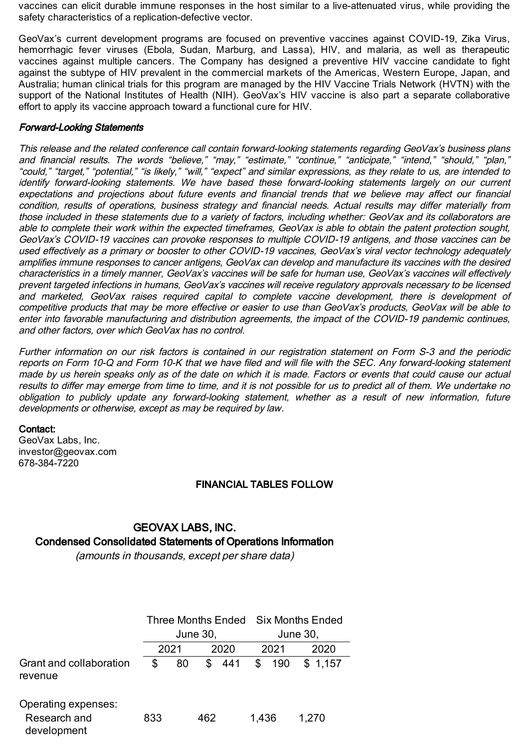vaccines can elicit durable immune responses in the host similar to a live-attenuated virus, while providing the safety characteristics of a replication-defective vector.

GeoVax's current development programs are focused on preventive vaccines against COVID-19, Zika Virus, hemorrhagic fever viruses (Ebola, Sudan, Marburg, and Lassa), HIV, and malaria, as well as therapeutic vaccines against multiple cancers. The Company has designed a preventive HIV vaccine candidate to fight against the subtype of HIV prevalent in the commercial markets of the Americas, Western Europe, Japan, and Australia; human clinical trials for this program are managed by the HIV Vaccine Trials Network (HVTN) with the support of the National Institutes of Health (NIH). GeoVax's HIV vaccine is also part a separate collaborative effort to apply its vaccine approach toward a functional cure for HIV.

***Forward-Looking Statements***

*This release and the related conference call contain forward-looking statements regarding GeoVax's business plans and financial results. The words "believe," "may," "estimate," "continue," "anticipate," "intend," "should," "plan," "could," "target," "potential," "is likely," "will," "expect" and similar expressions, as they relate to us, are intended to identify forward-looking statements. We have based these forward-looking statements largely on our current expectations and projections about future events and financial trends that we believe may affect our financial condition, results of operations, business strategy and financial needs. Actual results may differ materially from those included in these statements due to a variety of factors, including whether: GeoVax and its collaborators are able to complete their work within the expected timeframes, GeoVax is able to obtain the patent protection sought, GeoVax's COVID-19 vaccines can provoke responses to multiple COVID-19 antigens, and those vaccines can be used effectively as a primary or booster to other COVID-19 vaccines, GeoVax's viral vector technology adequately amplifies immune responses to cancer antigens, GeoVax can develop and manufacture its vaccines with the desired characteristics in a timely manner, GeoVax's vaccines will be safe for human use, GeoVax's vaccines will effectively prevent targeted infections in humans, GeoVax's vaccines will receive regulatory approvals necessary to be licensed and marketed, GeoVax raises required capital to complete vaccine development, there is development of competitive products that may be more effective or easier to use than GeoVax's products, GeoVax will be able to enter into favorable manufacturing and distribution agreements, the impact of the COVID-19 pandemic continues, and other factors, over which GeoVax has no control.*

*Further information on our risk factors is contained in our registration statement on Form S-3 and the periodic reports on Form 10-Q and Form 10-K that we have filed and will file with the SEC. Any forward-looking statement made by us herein speaks only as of the date on which it is made. Factors or events that could cause our actual results to differ may emerge from time to time, and it is not possible for us to predict all of them. We undertake no obligation to publicly update any forward-looking statement, whether as a result of new information, future developments or otherwise, except as may be required by law.*

**Contact:**
GeoVax Labs, Inc.
investor@geovax.com
678-384-7220

**FINANCIAL TABLES FOLLOW**

**GEOVAX LABS, INC.**
**Condensed Consolidated Statements of Operations Information**
*(amounts in thousands, except per share data)*

| | Three Months Ended June 30, | | Six Months Ended June 30, | |
|---|---|---|---|---|
| | 2021 | 2020 | 2021 | 2020 |
| Grant and collaboration revenue | $ 80 | $ 441 | $ 190 | $ 1,157 |
| Operating expenses: | | | | |
| Research and development | 833 | 462 | 1,436 | 1,270 |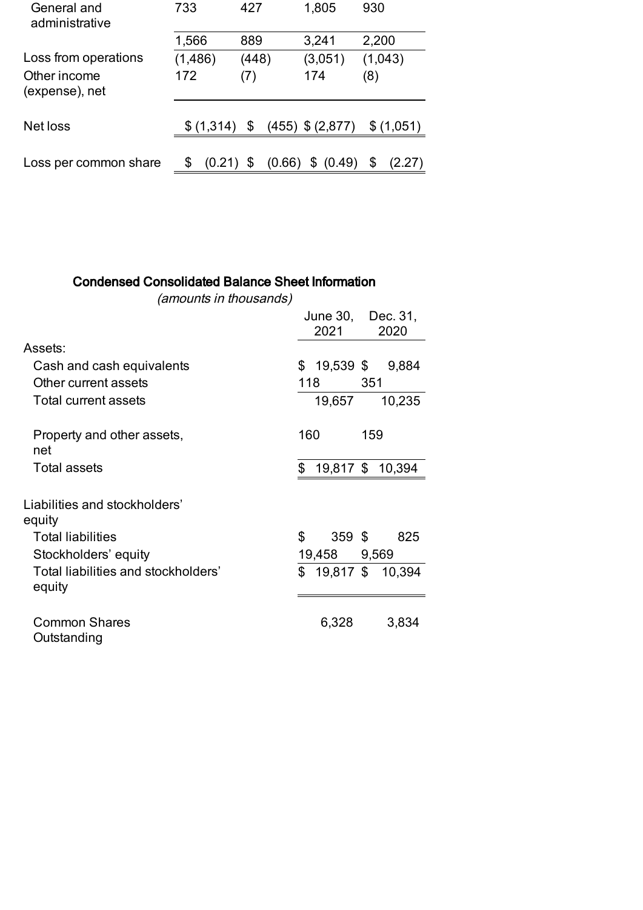| | | | | |
|---|---|---|---|---|
| General and administrative | 733 | 427 | 1,805 | 930 |
| | 1,566 | 889 | 3,241 | 2,200 |
| Loss from operations | (1,486) | (448) | (3,051) | (1,043) |
| Other income (expense), net | 172 | (7) | 174 | (8) |
| Net loss | $ (1,314) | $ (455) | $ (2,877) | $ (1,051) |
| Loss per common share | $ (0.21) | $ (0.66) | $ (0.49) | $ (2.27) |

**Condensed Consolidated Balance Sheet Information**

*(amounts in thousands)*

| | June 30, 2021 | Dec. 31, 2020 |
|---|---|---|
| Assets: | | |
| Cash and cash equivalents | $ 19,539 | $ 9,884 |
| Other current assets | 118 | 351 |
| Total current assets | 19,657 | 10,235 |
| Property and other assets, net | 160 | 159 |
| Total assets | $ 19,817 | $ 10,394 |
| Liabilities and stockholders' equity | | |
| Total liabilities | $ 359 | $ 825 |
| Stockholders' equity | 19,458 | 9,569 |
| Total liabilities and stockholders' equity | $ 19,817 | $ 10,394 |
| Common Shares Outstanding | 6,328 | 3,834 |